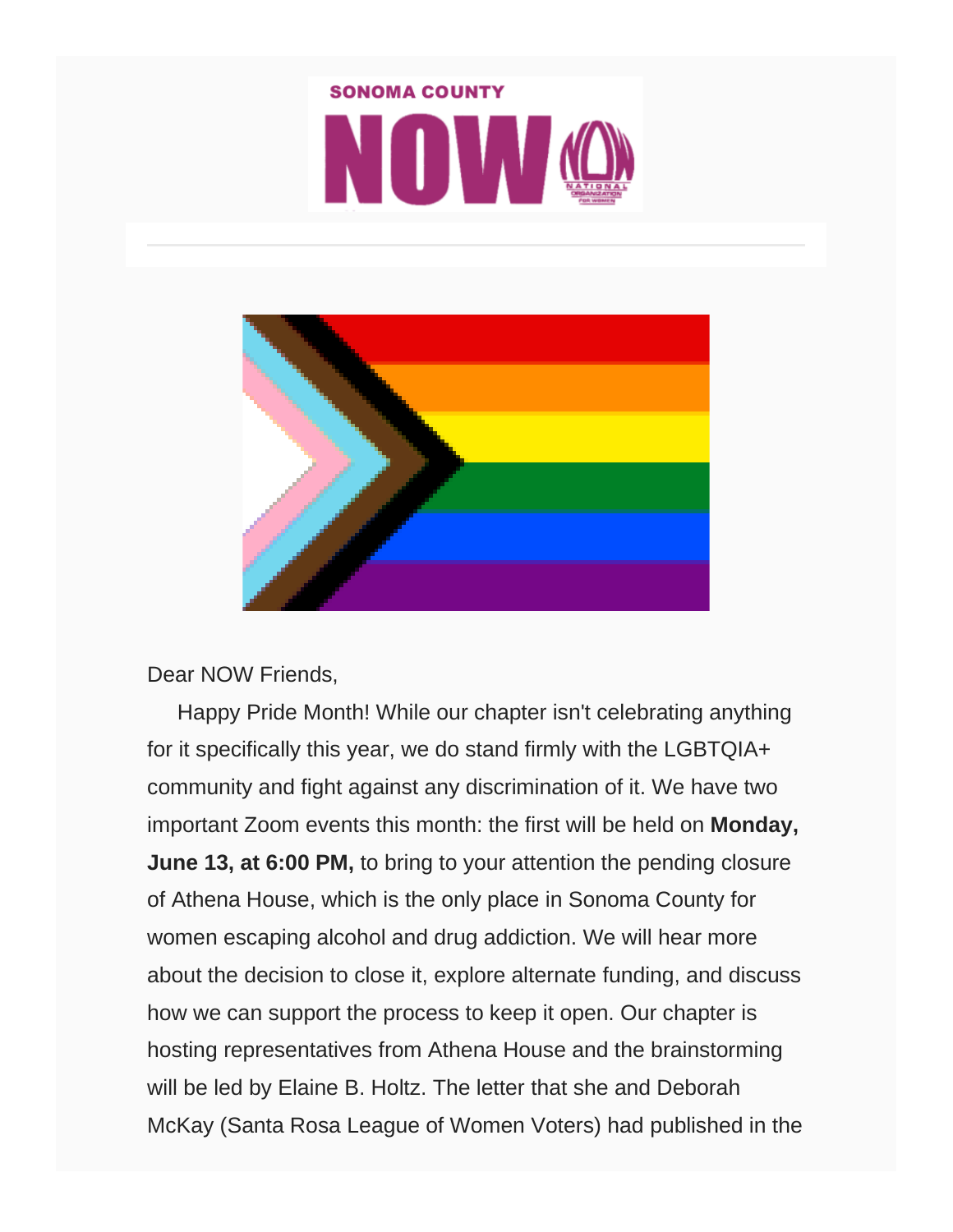Dear NOW Friends,

Happy Pride Month! While our chapter isn't celebrating anything for it specifically this year, we do stand firmly with the LGBTQIA+ community and fight against any discrimination of it. We have two important Zoom events this month: the first will be held on **Monday, June 13, at 6:00 PM,** to bring to your attention the pending closure of Athena House, which is the only place in Sonoma County for women escaping alcohol and drug addiction. We will hear more about the decision to close it, explore alternate funding, and discuss how we can support the process to keep it open. Our chapter is hosting representatives from Athena House and the brainstorming will be led by Elaine B. Holtz. The letter that she and Deborah McKay (Santa Rosa League of Women Voters) had published in the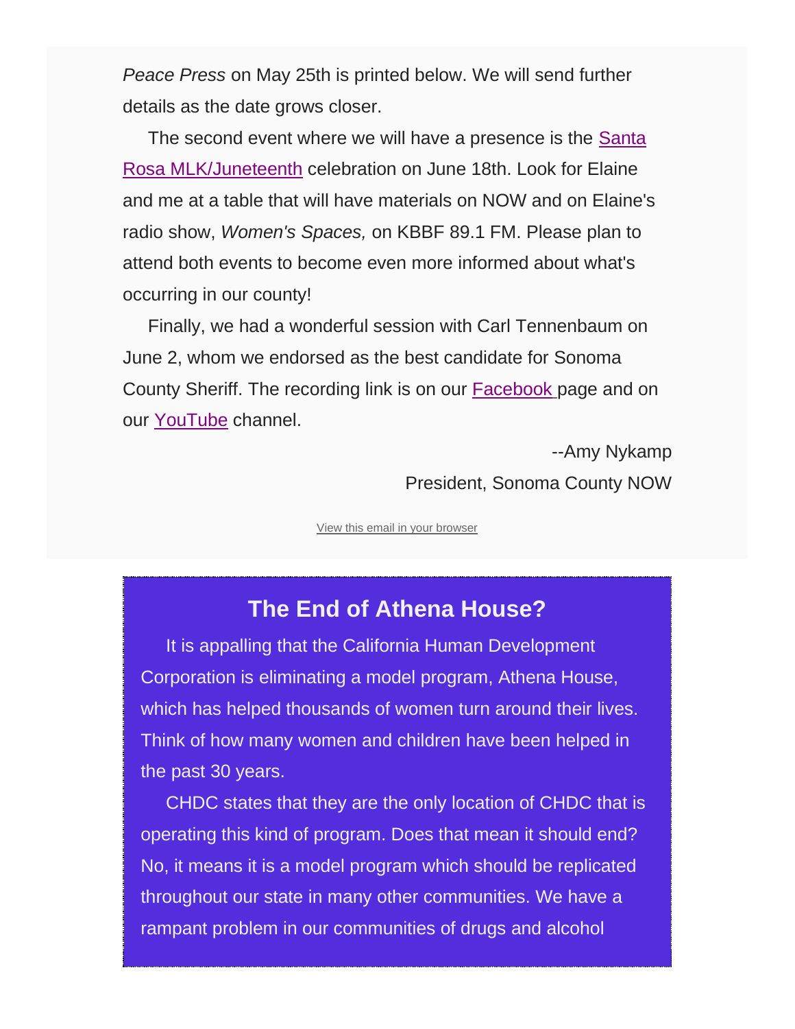*Peace Press* on May 25th is printed below. We will send further details as the date grows closer.

The second event where we will have a presence is the Santa Rosa MLK/Juneteenth celebration on June 18th. Look for Elaine and me at a table that will have materials on NOW and on Elaine's radio show, *Women's Spaces,* on KBBF 89.1 FM. Please plan to attend both events to become even more informed about what's occurring in our county!

Finally, we had a wonderful session with Carl Tennenbaum on June 2, whom we endorsed as the best candidate for Sonoma County Sheriff. The recording link is on our Facebook page and on our YouTube channel.

--Amy Nykamp
President, Sonoma County NOW

View this email in your browser

## The End of Athena House?

It is appalling that the California Human Development Corporation is eliminating a model program, Athena House, which has helped thousands of women turn around their lives. Think of how many women and children have been helped in the past 30 years.

CHDC states that they are the only location of CHDC that is operating this kind of program. Does that mean it should end? No, it means it is a model program which should be replicated throughout our state in many other communities. We have a rampant problem in our communities of drugs and alcohol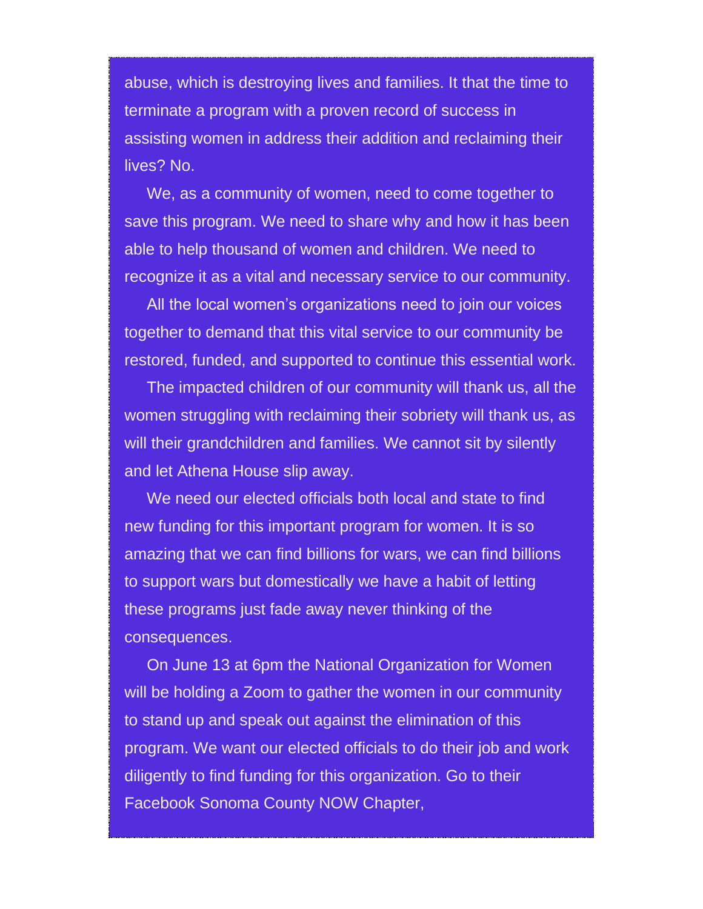abuse, which is destroying lives and families. It that the time to terminate a program with a proven record of success in assisting women in address their addition and reclaiming their lives? No.

We, as a community of women, need to come together to save this program. We need to share why and how it has been able to help thousand of women and children. We need to recognize it as a vital and necessary service to our community.

All the local women's organizations need to join our voices together to demand that this vital service to our community be restored, funded, and supported to continue this essential work.

The impacted children of our community will thank us, all the women struggling with reclaiming their sobriety will thank us, as will their grandchildren and families. We cannot sit by silently and let Athena House slip away.

We need our elected officials both local and state to find new funding for this important program for women. It is so amazing that we can find billions for wars, we can find billions to support wars but domestically we have a habit of letting these programs just fade away never thinking of the consequences.

On June 13 at 6pm the National Organization for Women will be holding a Zoom to gather the women in our community to stand up and speak out against the elimination of this program. We want our elected officials to do their job and work diligently to find funding for this organization. Go to their Facebook Sonoma County NOW Chapter,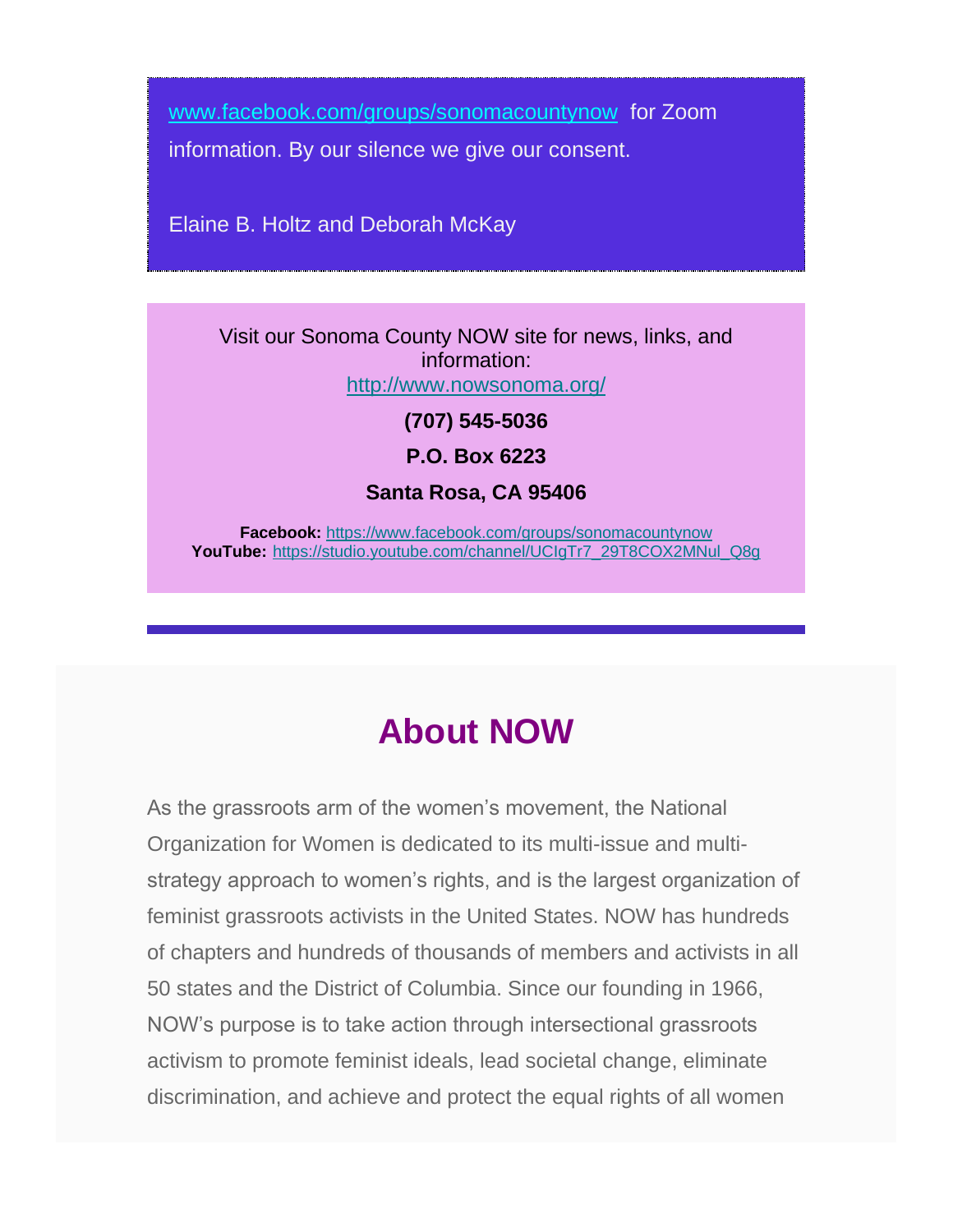www.facebook.com/groups/sonomacountynow for Zoom information. By our silence we give our consent.

Elaine B. Holtz and Deborah McKay

Visit our Sonoma County NOW site for news, links, and information:
http://www.nowsonoma.org/

**(707) 545-5036**

**P.O. Box 6223**

**Santa Rosa, CA 95406**

**Facebook:** https://www.facebook.com/groups/sonomacountynow
**YouTube:** https://studio.youtube.com/channel/UCIgTr7_29T8COX2MNul_Q8g

---

# About NOW

As the grassroots arm of the women's movement, the National Organization for Women is dedicated to its multi-issue and multi-strategy approach to women's rights, and is the largest organization of feminist grassroots activists in the United States. NOW has hundreds of chapters and hundreds of thousands of members and activists in all 50 states and the District of Columbia. Since our founding in 1966, NOW's purpose is to take action through intersectional grassroots activism to promote feminist ideals, lead societal change, eliminate discrimination, and achieve and protect the equal rights of all women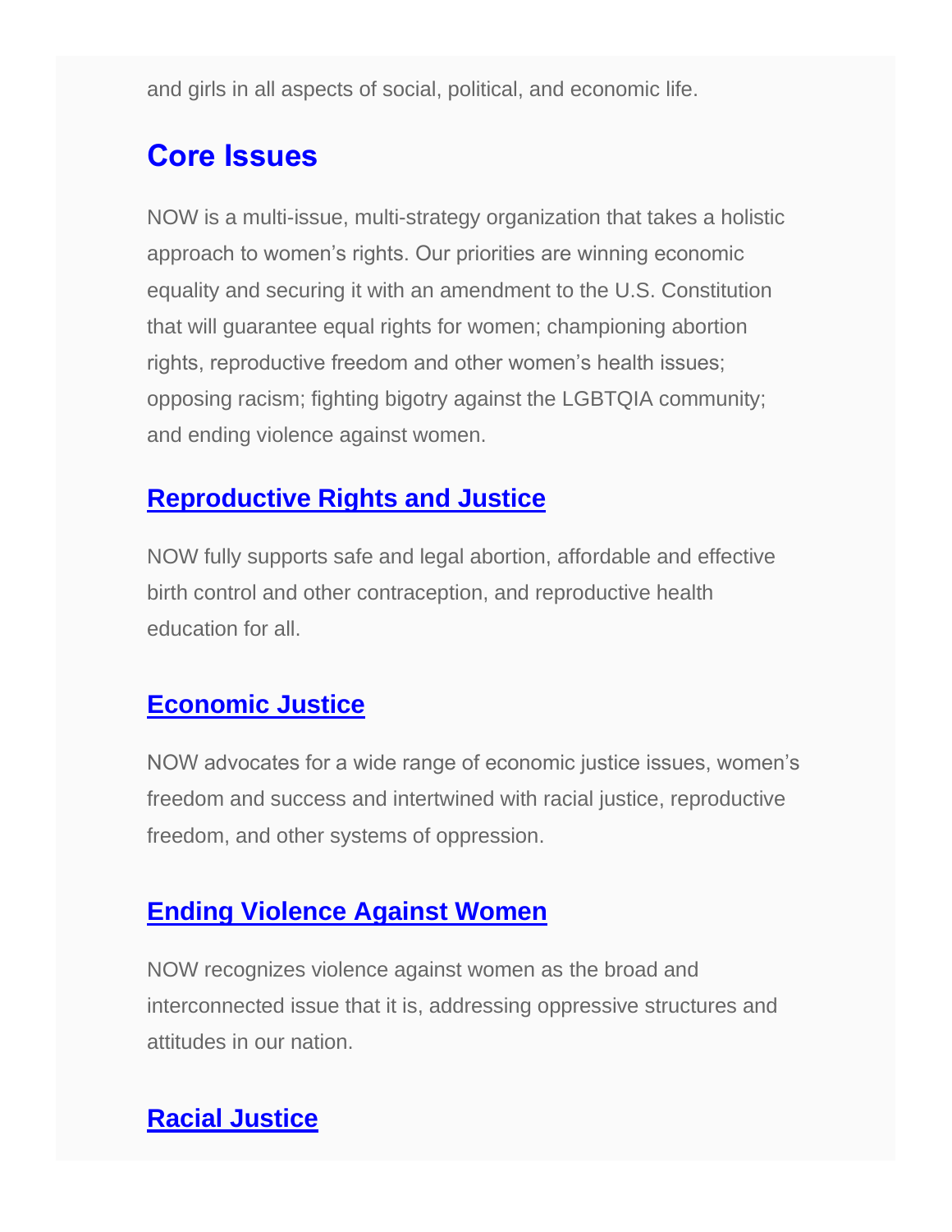and girls in all aspects of social, political, and economic life.

## Core Issues

NOW is a multi-issue, multi-strategy organization that takes a holistic approach to women's rights. Our priorities are winning economic equality and securing it with an amendment to the U.S. Constitution that will guarantee equal rights for women; championing abortion rights, reproductive freedom and other women's health issues; opposing racism; fighting bigotry against the LGBTQIA community; and ending violence against women.

### Reproductive Rights and Justice

NOW fully supports safe and legal abortion, affordable and effective birth control and other contraception, and reproductive health education for all.

### Economic Justice

NOW advocates for a wide range of economic justice issues, women's freedom and success and intertwined with racial justice, reproductive freedom, and other systems of oppression.

### Ending Violence Against Women

NOW recognizes violence against women as the broad and interconnected issue that it is, addressing oppressive structures and attitudes in our nation.

### Racial Justice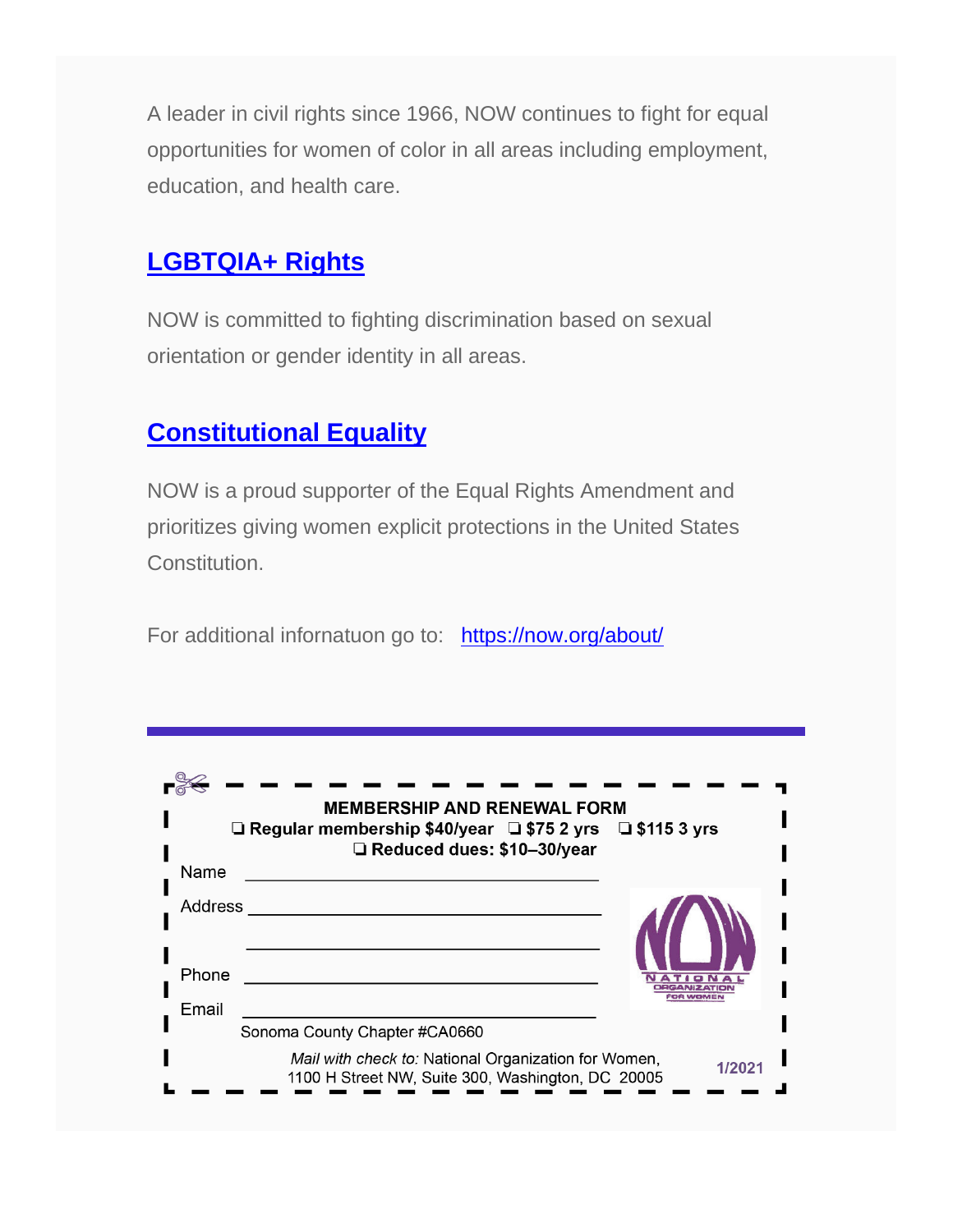A leader in civil rights since 1966, NOW continues to fight for equal opportunities for women of color in all areas including employment, education, and health care.

## [LGBTQIA+ Rights]

NOW is committed to fighting discrimination based on sexual orientation or gender identity in all areas.

## [Constitutional Equality]

NOW is a proud supporter of the Equal Rights Amendment and prioritizes giving women explicit protections in the United States Constitution.

For additional infornatuon go to: https://now.org/about/

---

**MEMBERSHIP AND RENEWAL FORM**

**❑ Regular membership $40/year ❑ $75 2 yrs ❑ $115 3 yrs**

**❑ Reduced dues: $10–30/year**

Name ______________________________

Address ______________________________

______________________________

Phone ______________________________

Email ______________________________

Sonoma County Chapter #CA0660

*Mail with check to:* National Organization for Women, 1100 H Street NW, Suite 300, Washington, DC 20005

NOW NATIONAL ORGANIZATION FOR WOMEN

1/2021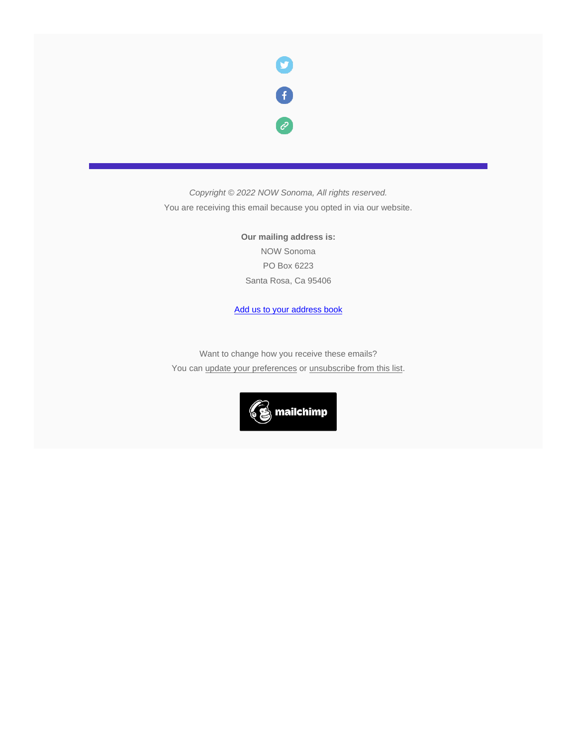*Copyright © 2022 NOW Sonoma, All rights reserved.*
You are receiving this email because you opted in via our website.

**Our mailing address is:**
NOW Sonoma
PO Box 6223
Santa Rosa, Ca 95406

Add us to your address book

Want to change how you receive these emails?
You can update your preferences or unsubscribe from this list.